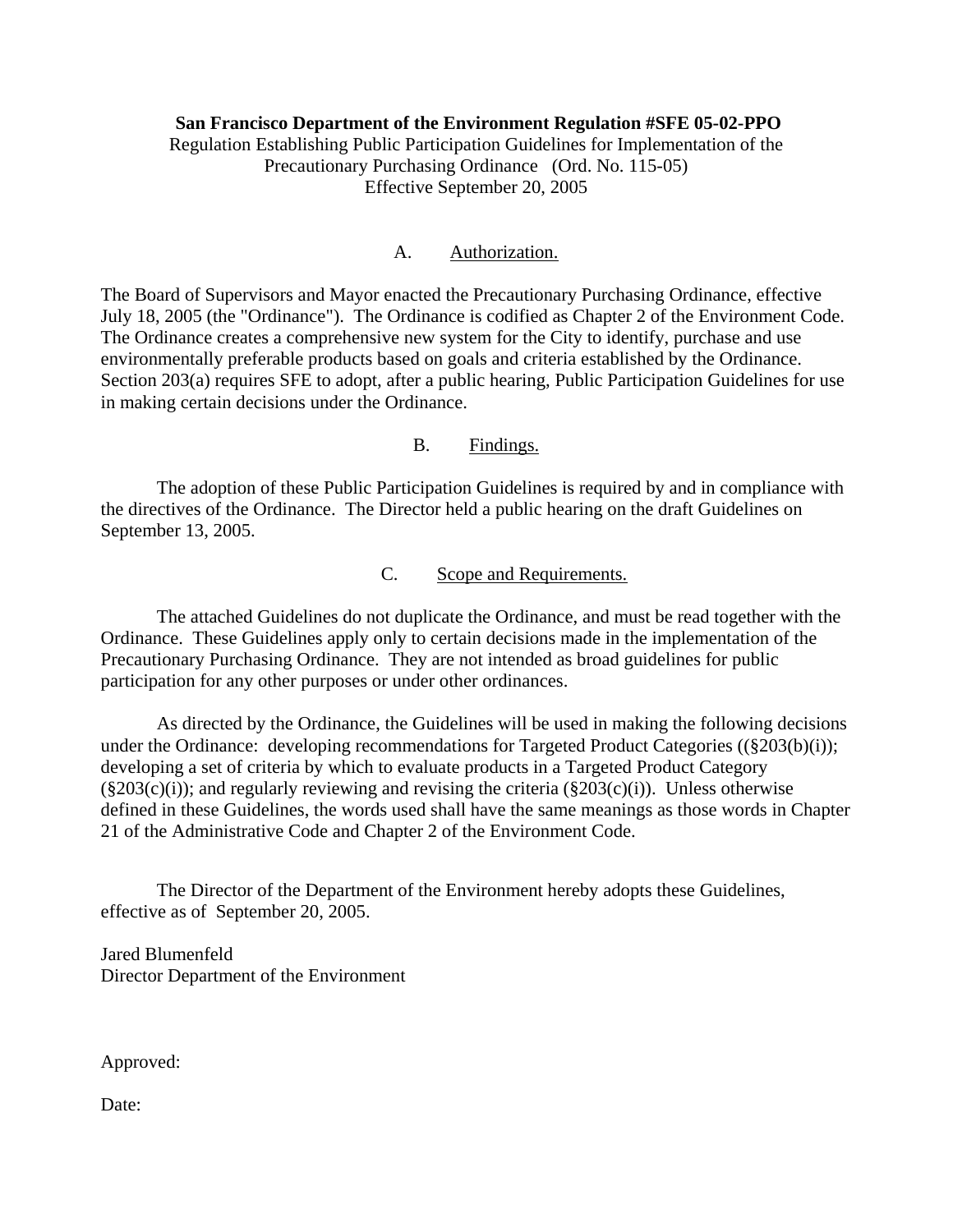**San Francisco Department of the Environment Regulation #SFE 05-02-PPO**

Regulation Establishing Public Participation Guidelines for Implementation of the Precautionary Purchasing Ordinance (Ord. No. 115-05)

Effective September 20, 2005

## A. Authorization.

The Board of Supervisors and Mayor enacted the Precautionary Purchasing Ordinance, effective July 18, 2005 (the "Ordinance"). The Ordinance is codified as Chapter 2 of the Environment Code. The Ordinance creates a comprehensive new system for the City to identify, purchase and use environmentally preferable products based on goals and criteria established by the Ordinance. Section 203(a) requires SFE to adopt, after a public hearing, Public Participation Guidelines for use in making certain decisions under the Ordinance.

## B. Findings.

The adoption of these Public Participation Guidelines is required by and in compliance with the directives of the Ordinance. The Director held a public hearing on the draft Guidelines on September 13, 2005.

## C. Scope and Requirements.

The attached Guidelines do not duplicate the Ordinance, and must be read together with the Ordinance. These Guidelines apply only to certain decisions made in the implementation of the Precautionary Purchasing Ordinance. They are not intended as broad guidelines for public participation for any other purposes or under other ordinances.

As directed by the Ordinance, the Guidelines will be used in making the following decisions under the Ordinance: developing recommendations for Targeted Product Categories ((§203(b)(i)); developing a set of criteria by which to evaluate products in a Targeted Product Category (§203(c)(i)); and regularly reviewing and revising the criteria (§203(c)(i)). Unless otherwise defined in these Guidelines, the words used shall have the same meanings as those words in Chapter 21 of the Administrative Code and Chapter 2 of the Environment Code.

The Director of the Department of the Environment hereby adopts these Guidelines, effective as of September 20, 2005.

Jared Blumenfeld
Director Department of the Environment

Approved:

Date: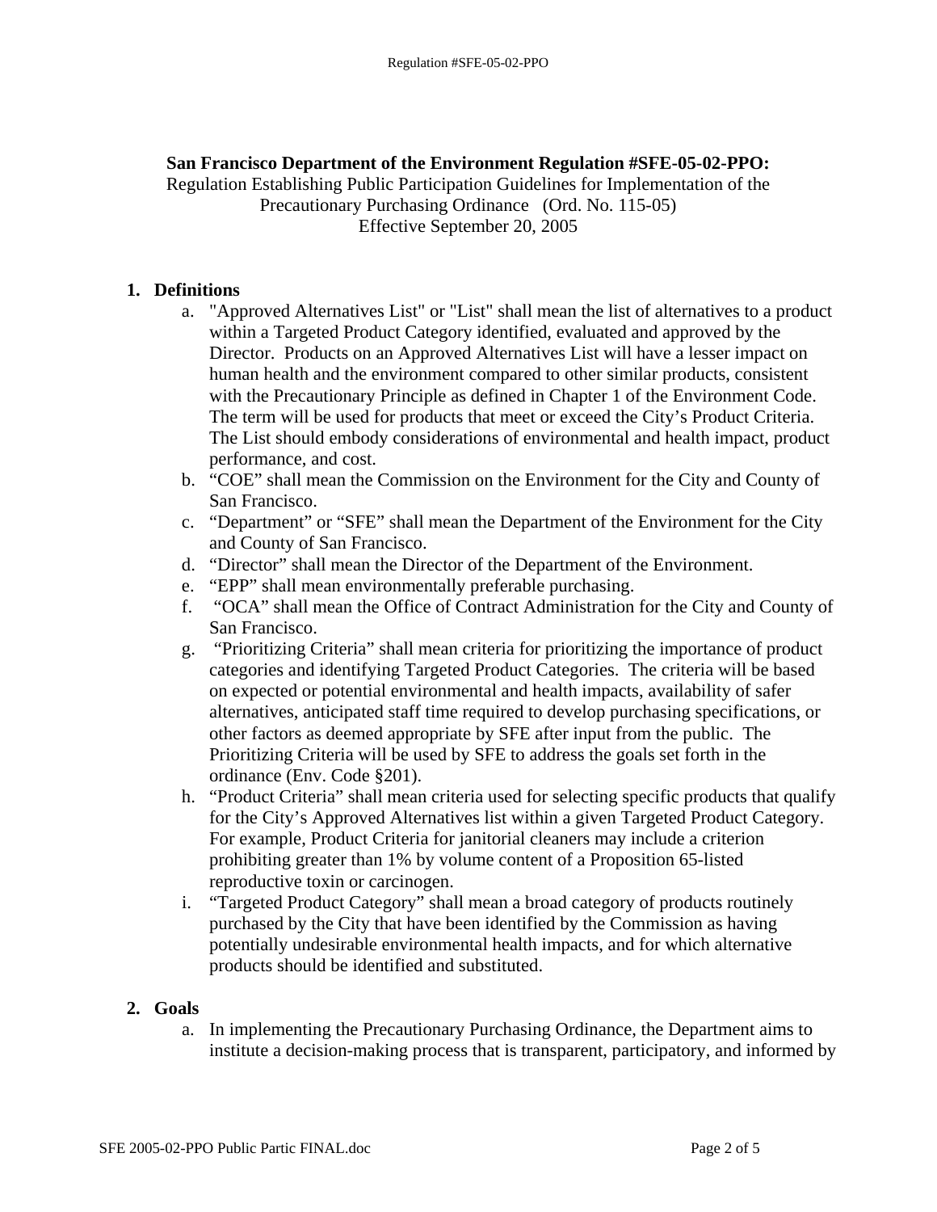**San Francisco Department of the Environment Regulation #SFE-05-02-PPO:**
Regulation Establishing Public Participation Guidelines for Implementation of the Precautionary Purchasing Ordinance (Ord. No. 115-05)
Effective September 20, 2005

1. **Definitions**
    a. "Approved Alternatives List" or "List" shall mean the list of alternatives to a product within a Targeted Product Category identified, evaluated and approved by the Director. Products on an Approved Alternatives List will have a lesser impact on human health and the environment compared to other similar products, consistent with the Precautionary Principle as defined in Chapter 1 of the Environment Code. The term will be used for products that meet or exceed the City's Product Criteria. The List should embody considerations of environmental and health impact, product performance, and cost.
    b. "COE" shall mean the Commission on the Environment for the City and County of San Francisco.
    c. "Department" or "SFE" shall mean the Department of the Environment for the City and County of San Francisco.
    d. "Director" shall mean the Director of the Department of the Environment.
    e. "EPP" shall mean environmentally preferable purchasing.
    f. "OCA" shall mean the Office of Contract Administration for the City and County of San Francisco.
    g. "Prioritizing Criteria" shall mean criteria for prioritizing the importance of product categories and identifying Targeted Product Categories. The criteria will be based on expected or potential environmental and health impacts, availability of safer alternatives, anticipated staff time required to develop purchasing specifications, or other factors as deemed appropriate by SFE after input from the public. The Prioritizing Criteria will be used by SFE to address the goals set forth in the ordinance (Env. Code §201).
    h. "Product Criteria" shall mean criteria used for selecting specific products that qualify for the City's Approved Alternatives list within a given Targeted Product Category. For example, Product Criteria for janitorial cleaners may include a criterion prohibiting greater than 1% by volume content of a Proposition 65-listed reproductive toxin or carcinogen.
    i. "Targeted Product Category" shall mean a broad category of products routinely purchased by the City that have been identified by the Commission as having potentially undesirable environmental health impacts, and for which alternative products should be identified and substituted.

2. **Goals**
    a. In implementing the Precautionary Purchasing Ordinance, the Department aims to institute a decision-making process that is transparent, participatory, and informed by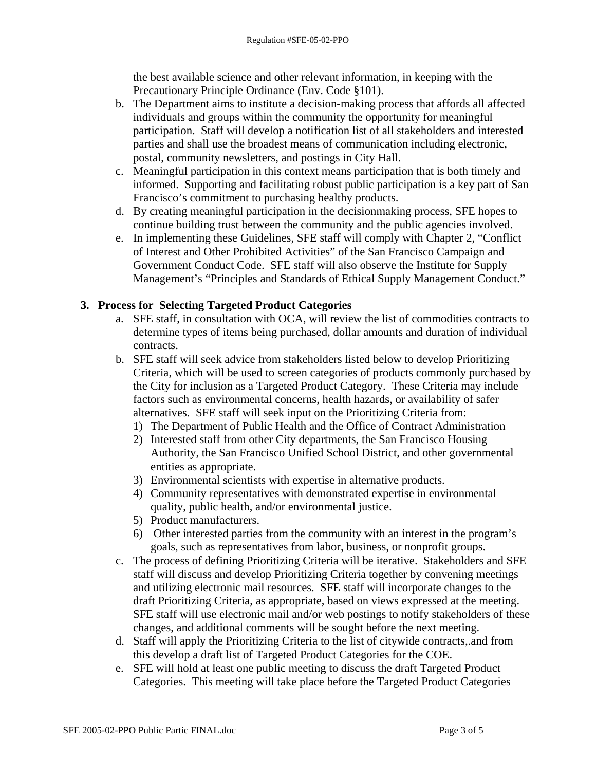the best available science and other relevant information, in keeping with the Precautionary Principle Ordinance (Env. Code §101).

b. The Department aims to institute a decision-making process that affords all affected individuals and groups within the community the opportunity for meaningful participation. Staff will develop a notification list of all stakeholders and interested parties and shall use the broadest means of communication including electronic, postal, community newsletters, and postings in City Hall.

c. Meaningful participation in this context means participation that is both timely and informed. Supporting and facilitating robust public participation is a key part of San Francisco's commitment to purchasing healthy products.

d. By creating meaningful participation in the decisionmaking process, SFE hopes to continue building trust between the community and the public agencies involved.

e. In implementing these Guidelines, SFE staff will comply with Chapter 2, "Conflict of Interest and Other Prohibited Activities" of the San Francisco Campaign and Government Conduct Code. SFE staff will also observe the Institute for Supply Management's "Principles and Standards of Ethical Supply Management Conduct."

### 3. Process for Selecting Targeted Product Categories

a. SFE staff, in consultation with OCA, will review the list of commodities contracts to determine types of items being purchased, dollar amounts and duration of individual contracts.

b. SFE staff will seek advice from stakeholders listed below to develop Prioritizing Criteria, which will be used to screen categories of products commonly purchased by the City for inclusion as a Targeted Product Category. These Criteria may include factors such as environmental concerns, health hazards, or availability of safer alternatives. SFE staff will seek input on the Prioritizing Criteria from:

   1) The Department of Public Health and the Office of Contract Administration
   2) Interested staff from other City departments, the San Francisco Housing Authority, the San Francisco Unified School District, and other governmental entities as appropriate.
   3) Environmental scientists with expertise in alternative products.
   4) Community representatives with demonstrated expertise in environmental quality, public health, and/or environmental justice.
   5) Product manufacturers.
   6) Other interested parties from the community with an interest in the program's goals, such as representatives from labor, business, or nonprofit groups.

c. The process of defining Prioritizing Criteria will be iterative. Stakeholders and SFE staff will discuss and develop Prioritizing Criteria together by convening meetings and utilizing electronic mail resources. SFE staff will incorporate changes to the draft Prioritizing Criteria, as appropriate, based on views expressed at the meeting. SFE staff will use electronic mail and/or web postings to notify stakeholders of these changes, and additional comments will be sought before the next meeting.

d. Staff will apply the Prioritizing Criteria to the list of citywide contracts,.and from this develop a draft list of Targeted Product Categories for the COE.

e. SFE will hold at least one public meeting to discuss the draft Targeted Product Categories. This meeting will take place before the Targeted Product Categories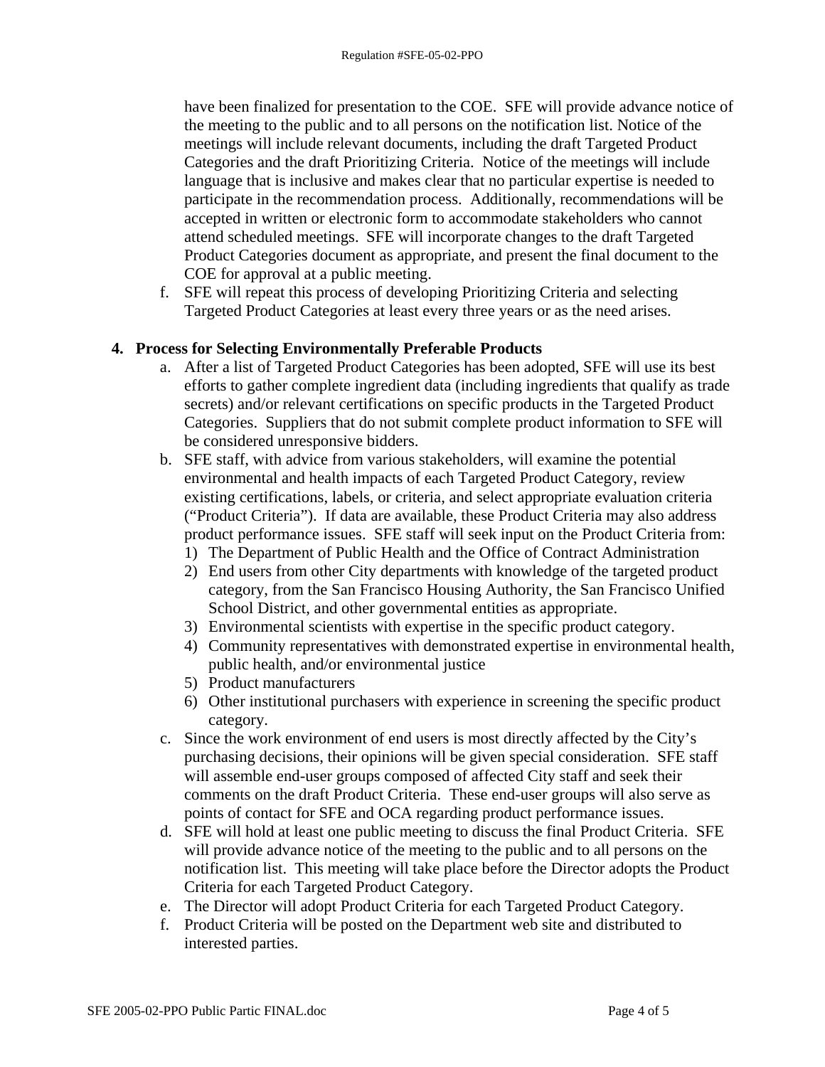have been finalized for presentation to the COE. SFE will provide advance notice of the meeting to the public and to all persons on the notification list. Notice of the meetings will include relevant documents, including the draft Targeted Product Categories and the draft Prioritizing Criteria. Notice of the meetings will include language that is inclusive and makes clear that no particular expertise is needed to participate in the recommendation process. Additionally, recommendations will be accepted in written or electronic form to accommodate stakeholders who cannot attend scheduled meetings. SFE will incorporate changes to the draft Targeted Product Categories document as appropriate, and present the final document to the COE for approval at a public meeting.

f. SFE will repeat this process of developing Prioritizing Criteria and selecting Targeted Product Categories at least every three years or as the need arises.

**4. Process for Selecting Environmentally Preferable Products**

a. After a list of Targeted Product Categories has been adopted, SFE will use its best efforts to gather complete ingredient data (including ingredients that qualify as trade secrets) and/or relevant certifications on specific products in the Targeted Product Categories. Suppliers that do not submit complete product information to SFE will be considered unresponsive bidders.

b. SFE staff, with advice from various stakeholders, will examine the potential environmental and health impacts of each Targeted Product Category, review existing certifications, labels, or criteria, and select appropriate evaluation criteria ("Product Criteria"). If data are available, these Product Criteria may also address product performance issues. SFE staff will seek input on the Product Criteria from:
   1) The Department of Public Health and the Office of Contract Administration
   2) End users from other City departments with knowledge of the targeted product category, from the San Francisco Housing Authority, the San Francisco Unified School District, and other governmental entities as appropriate.
   3) Environmental scientists with expertise in the specific product category.
   4) Community representatives with demonstrated expertise in environmental health, public health, and/or environmental justice
   5) Product manufacturers
   6) Other institutional purchasers with experience in screening the specific product category.

c. Since the work environment of end users is most directly affected by the City's purchasing decisions, their opinions will be given special consideration. SFE staff will assemble end-user groups composed of affected City staff and seek their comments on the draft Product Criteria. These end-user groups will also serve as points of contact for SFE and OCA regarding product performance issues.

d. SFE will hold at least one public meeting to discuss the final Product Criteria. SFE will provide advance notice of the meeting to the public and to all persons on the notification list. This meeting will take place before the Director adopts the Product Criteria for each Targeted Product Category.

e. The Director will adopt Product Criteria for each Targeted Product Category.

f. Product Criteria will be posted on the Department web site and distributed to interested parties.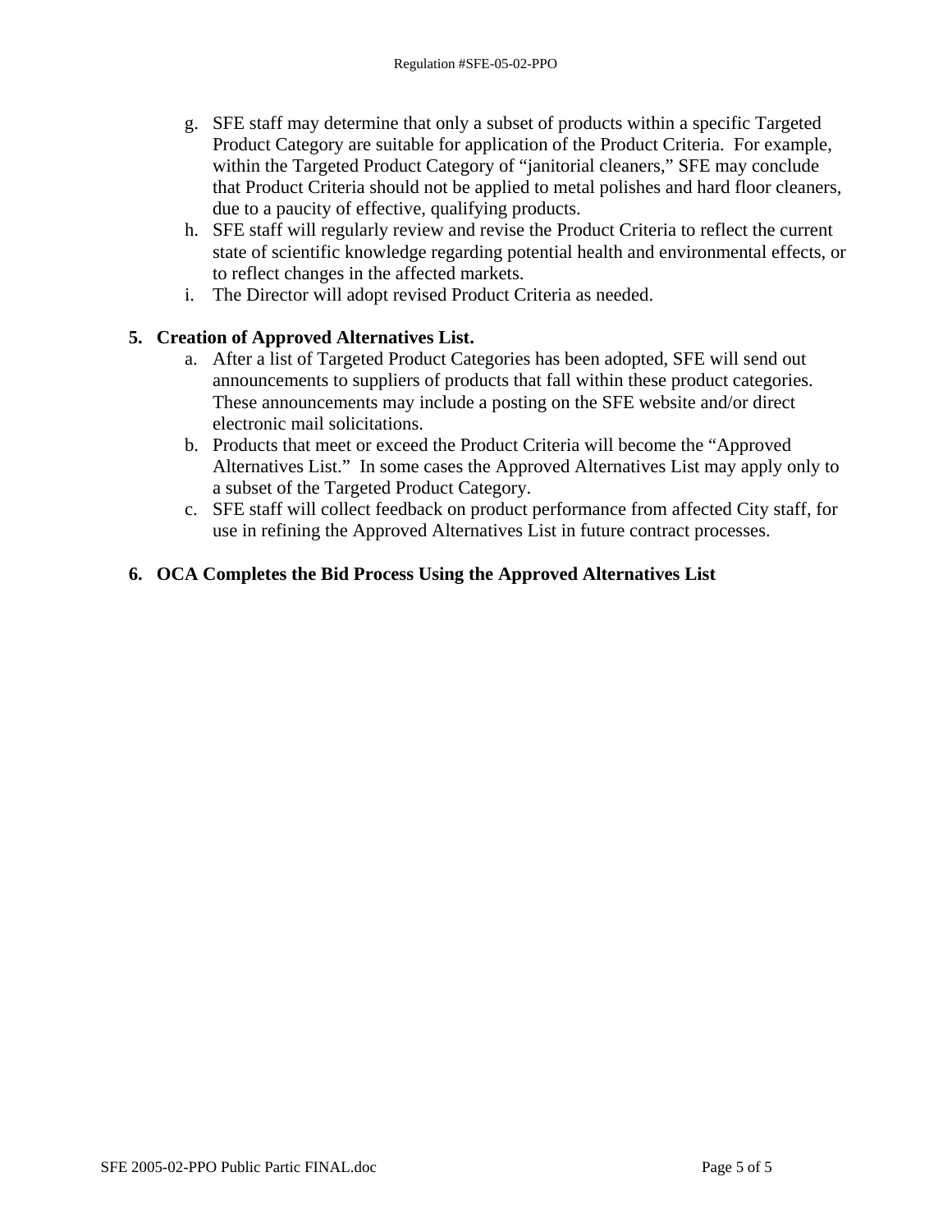g. SFE staff may determine that only a subset of products within a specific Targeted Product Category are suitable for application of the Product Criteria. For example, within the Targeted Product Category of "janitorial cleaners," SFE may conclude that Product Criteria should not be applied to metal polishes and hard floor cleaners, due to a paucity of effective, qualifying products.
h. SFE staff will regularly review and revise the Product Criteria to reflect the current state of scientific knowledge regarding potential health and environmental effects, or to reflect changes in the affected markets.
i. The Director will adopt revised Product Criteria as needed.

**5. Creation of Approved Alternatives List.**

a. After a list of Targeted Product Categories has been adopted, SFE will send out announcements to suppliers of products that fall within these product categories. These announcements may include a posting on the SFE website and/or direct electronic mail solicitations.
b. Products that meet or exceed the Product Criteria will become the "Approved Alternatives List." In some cases the Approved Alternatives List may apply only to a subset of the Targeted Product Category.
c. SFE staff will collect feedback on product performance from affected City staff, for use in refining the Approved Alternatives List in future contract processes.

**6. OCA Completes the Bid Process Using the Approved Alternatives List**